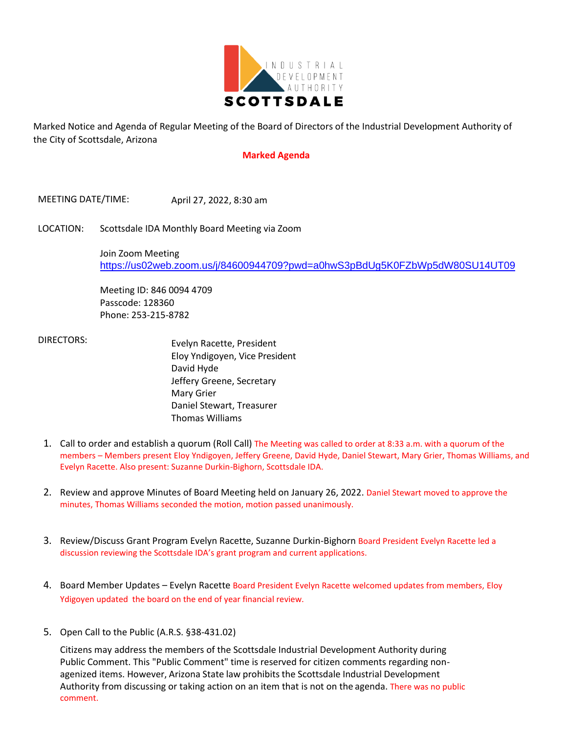INDUSTRIAL DEVELOPMENT AUTHORITY SCOTTSDALE

Marked Notice and Agenda of Regular Meeting of the Board of Directors of the Industrial Development Authority of the City of Scottsdale, Arizona

**Marked Agenda**

MEETING DATE/TIME: April 27, 2022, 8:30 am

LOCATION: Scottsdale IDA Monthly Board Meeting via Zoom

Join Zoom Meeting
https://us02web.zoom.us/j/84600944709?pwd=a0hwS3pBdUg5K0FZbWp5dW80SU14UT09

Meeting ID: 846 0094 4709
Passcode: 128360
Phone: 253-215-8782

DIRECTORS:

Evelyn Racette, President
Eloy Yndigoyen, Vice President
David Hyde
Jeffery Greene, Secretary
Mary Grier
Daniel Stewart, Treasurer
Thomas Williams

1. Call to order and establish a quorum (Roll Call) The Meeting was called to order at 8:33 a.m. with a quorum of the members – Members present Eloy Yndigoyen, Jeffery Greene, David Hyde, Daniel Stewart, Mary Grier, Thomas Williams, and Evelyn Racette. Also present: Suzanne Durkin-Bighorn, Scottsdale IDA.

2. Review and approve Minutes of Board Meeting held on January 26, 2022. Daniel Stewart moved to approve the minutes, Thomas Williams seconded the motion, motion passed unanimously.

3. Review/Discuss Grant Program Evelyn Racette, Suzanne Durkin-Bighorn Board President Evelyn Racette led a discussion reviewing the Scottsdale IDA's grant program and current applications.

4. Board Member Updates – Evelyn Racette Board President Evelyn Racette welcomed updates from members, Eloy Ydigoyen updated the board on the end of year financial review.

5. Open Call to the Public (A.R.S. §38-431.02)

   Citizens may address the members of the Scottsdale Industrial Development Authority during Public Comment. This "Public Comment" time is reserved for citizen comments regarding non-agenized items. However, Arizona State law prohibits the Scottsdale Industrial Development Authority from discussing or taking action on an item that is not on the agenda. There was no public comment.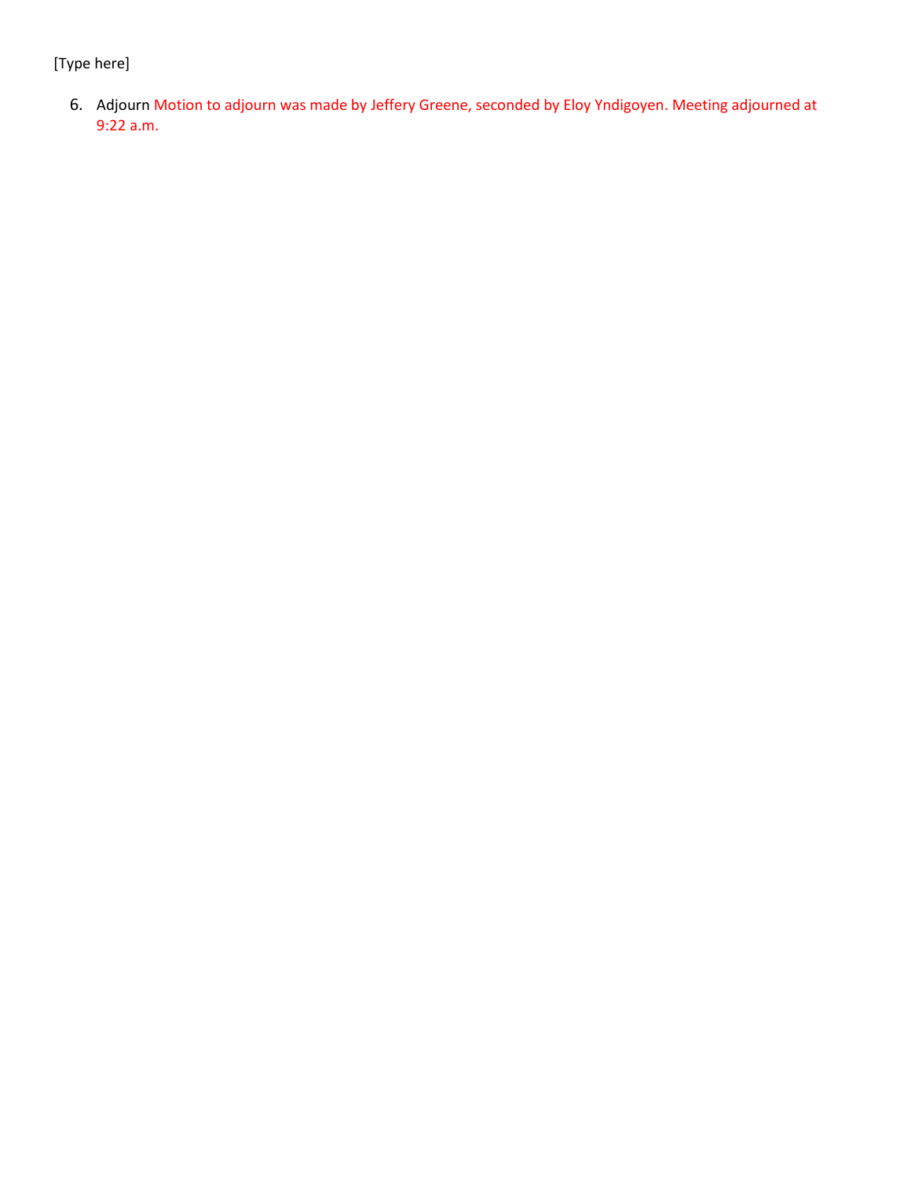[Type here]

6. Adjourn Motion to adjourn was made by Jeffery Greene, seconded by Eloy Yndigoyen. Meeting adjourned at 9:22 a.m.